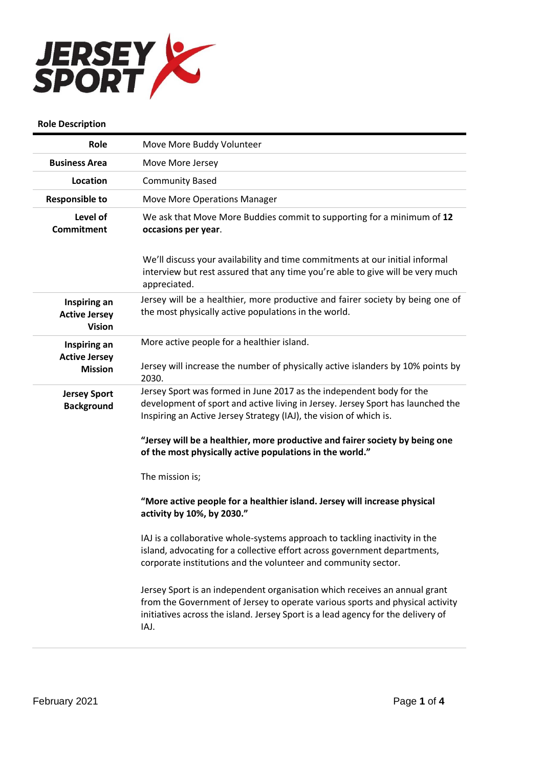**Role Description**

| | |
|---|---|
| **Role** | Move More Buddy Volunteer |
| **Business Area** | Move More Jersey |
| **Location** | Community Based |
| **Responsible to** | Move More Operations Manager |
| **Level of Commitment** | We ask that Move More Buddies commit to supporting for a minimum of **12 occasions per year**.<br><br>We'll discuss your availability and time commitments at our initial informal interview but rest assured that any time you're able to give will be very much appreciated. |
| **Inspiring an Active Jersey Vision** | Jersey will be a healthier, more productive and fairer society by being one of the most physically active populations in the world. |
| **Inspiring an Active Jersey Mission** | More active people for a healthier island.<br><br>Jersey will increase the number of physically active islanders by 10% points by 2030. |
| **Jersey Sport Background** | Jersey Sport was formed in June 2017 as the independent body for the development of sport and active living in Jersey. Jersey Sport has launched the Inspiring an Active Jersey Strategy (IAJ), the vision of which is.<br><br>**"Jersey will be a healthier, more productive and fairer society by being one of the most physically active populations in the world."**<br><br>The mission is;<br><br>**"More active people for a healthier island. Jersey will increase physical activity by 10%, by 2030."**<br><br>IAJ is a collaborative whole-systems approach to tackling inactivity in the island, advocating for a collective effort across government departments, corporate institutions and the volunteer and community sector.<br><br>Jersey Sport is an independent organisation which receives an annual grant from the Government of Jersey to operate various sports and physical activity initiatives across the island. Jersey Sport is a lead agency for the delivery of IAJ. |

February 2021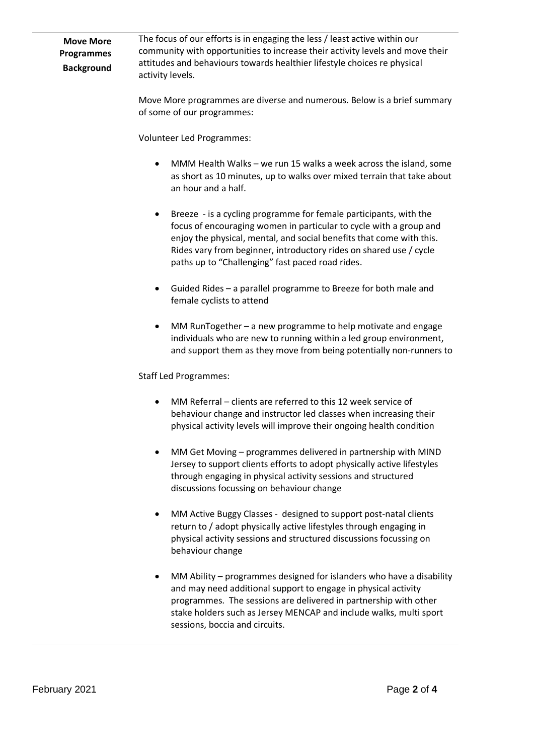**Move More Programmes Background**

The focus of our efforts is in engaging the less / least active within our community with opportunities to increase their activity levels and move their attitudes and behaviours towards healthier lifestyle choices re physical activity levels.

Move More programmes are diverse and numerous. Below is a brief summary of some of our programmes:

Volunteer Led Programmes:

- MMM Health Walks – we run 15 walks a week across the island, some as short as 10 minutes, up to walks over mixed terrain that take about an hour and a half.

- Breeze - is a cycling programme for female participants, with the focus of encouraging women in particular to cycle with a group and enjoy the physical, mental, and social benefits that come with this. Rides vary from beginner, introductory rides on shared use / cycle paths up to "Challenging" fast paced road rides.

- Guided Rides – a parallel programme to Breeze for both male and female cyclists to attend

- MM RunTogether – a new programme to help motivate and engage individuals who are new to running within a led group environment, and support them as they move from being potentially non-runners to

Staff Led Programmes:

- MM Referral – clients are referred to this 12 week service of behaviour change and instructor led classes when increasing their physical activity levels will improve their ongoing health condition

- MM Get Moving – programmes delivered in partnership with MIND Jersey to support clients efforts to adopt physically active lifestyles through engaging in physical activity sessions and structured discussions focussing on behaviour change

- MM Active Buggy Classes - designed to support post-natal clients return to / adopt physically active lifestyles through engaging in physical activity sessions and structured discussions focussing on behaviour change

- MM Ability – programmes designed for islanders who have a disability and may need additional support to engage in physical activity programmes. The sessions are delivered in partnership with other stake holders such as Jersey MENCAP and include walks, multi sport sessions, boccia and circuits.

February 2021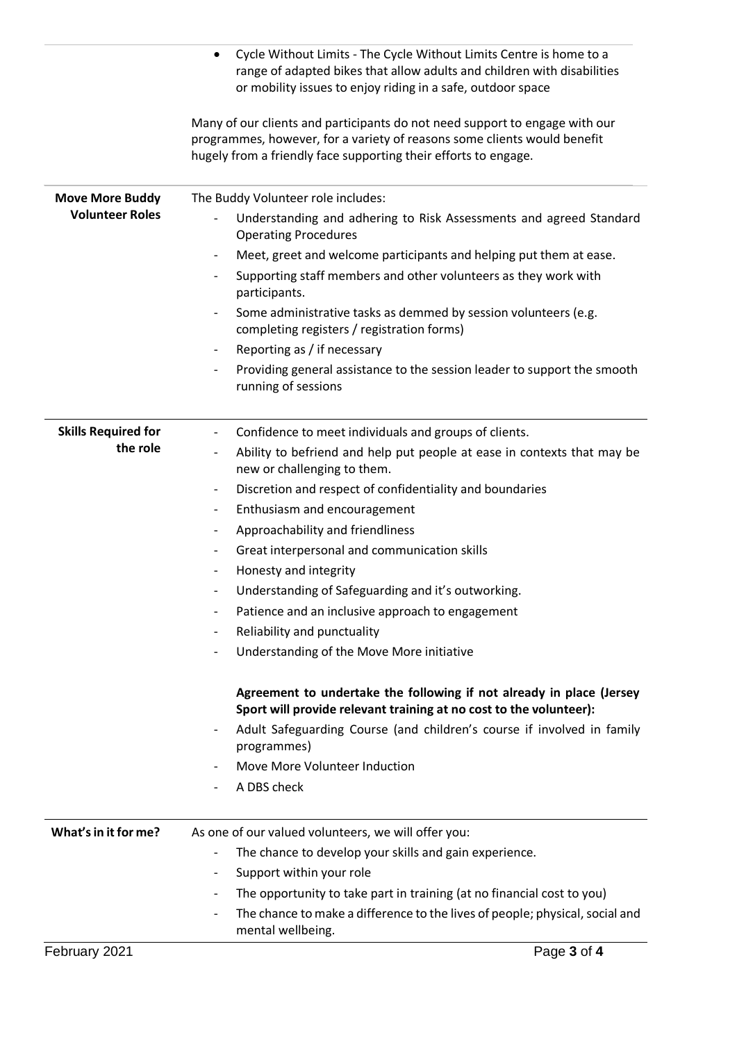- Cycle Without Limits - The Cycle Without Limits Centre is home to a range of adapted bikes that allow adults and children with disabilities or mobility issues to enjoy riding in a safe, outdoor space

Many of our clients and participants do not need support to engage with our programmes, however, for a variety of reasons some clients would benefit hugely from a friendly face supporting their efforts to engage.

**Move More Buddy Volunteer Roles**

The Buddy Volunteer role includes:

- Understanding and adhering to Risk Assessments and agreed Standard Operating Procedures
- Meet, greet and welcome participants and helping put them at ease.
- Supporting staff members and other volunteers as they work with participants.
- Some administrative tasks as demmed by session volunteers (e.g. completing registers / registration forms)
- Reporting as / if necessary
- Providing general assistance to the session leader to support the smooth running of sessions

**Skills Required for the role**

- Confidence to meet individuals and groups of clients.
- Ability to befriend and help put people at ease in contexts that may be new or challenging to them.
- Discretion and respect of confidentiality and boundaries
- Enthusiasm and encouragement
- Approachability and friendliness
- Great interpersonal and communication skills
- Honesty and integrity
- Understanding of Safeguarding and it's outworking.
- Patience and an inclusive approach to engagement
- Reliability and punctuality
- Understanding of the Move More initiative

**Agreement to undertake the following if not already in place (Jersey Sport will provide relevant training at no cost to the volunteer):**

- Adult Safeguarding Course (and children's course if involved in family programmes)
- Move More Volunteer Induction
- A DBS check

**What's in it for me?**

As one of our valued volunteers, we will offer you:

- The chance to develop your skills and gain experience.
- Support within your role
- The opportunity to take part in training (at no financial cost to you)
- The chance to make a difference to the lives of people; physical, social and mental wellbeing.

February 2021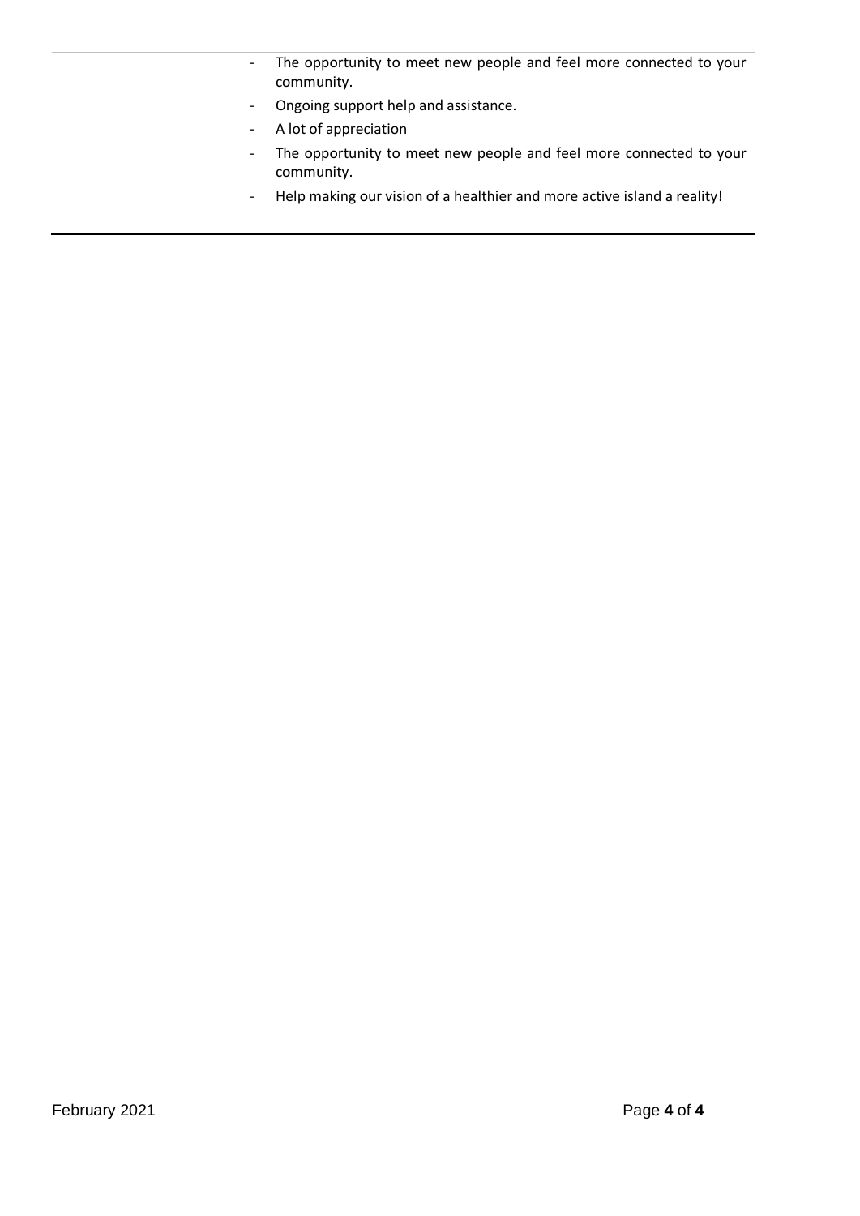- The opportunity to meet new people and feel more connected to your community.
- Ongoing support help and assistance.
- A lot of appreciation
- The opportunity to meet new people and feel more connected to your community.
- Help making our vision of a healthier and more active island a reality!

February 2021